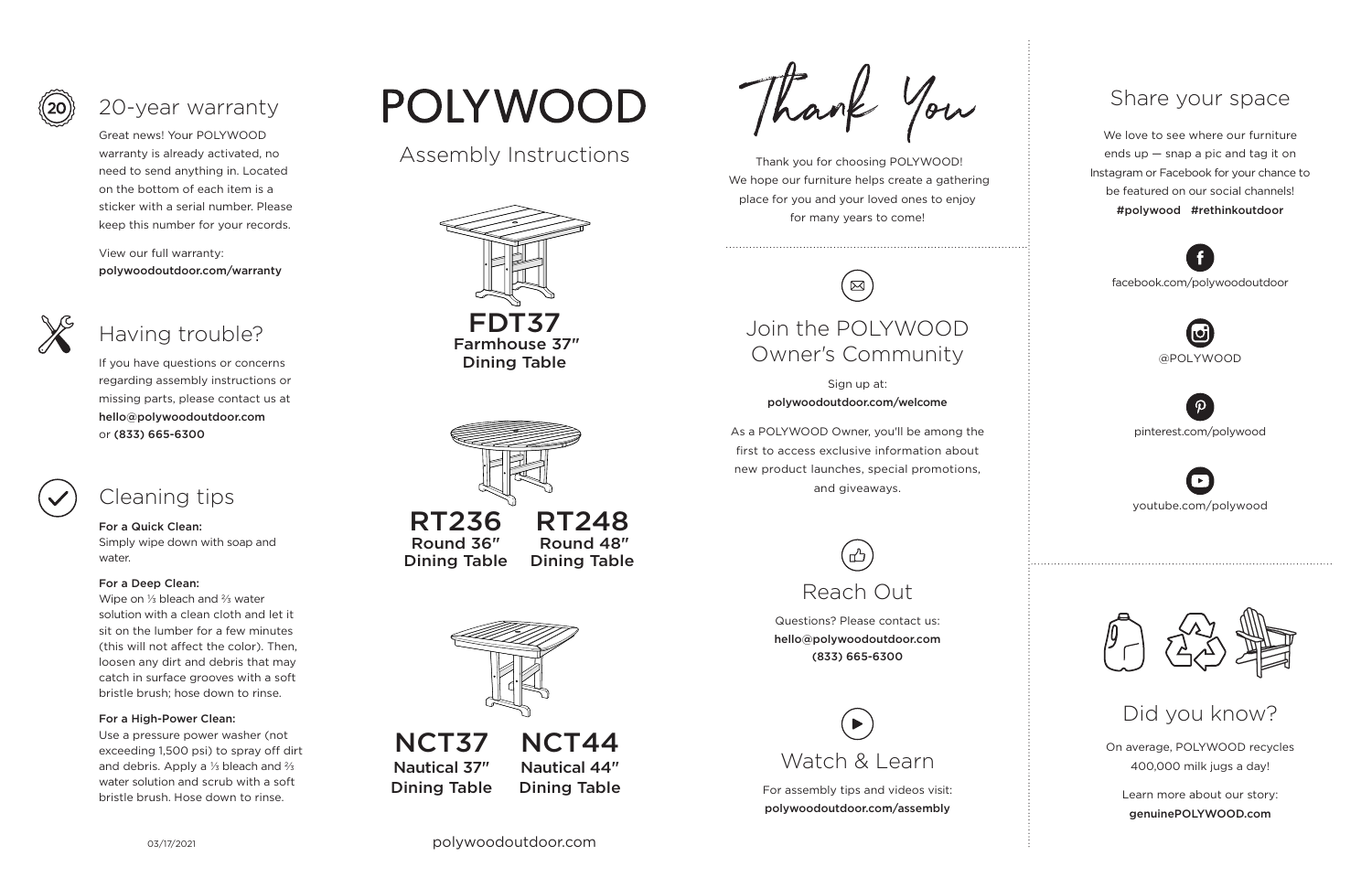## 20-year warranty

Great news! Your POLYWOOD warranty is already activated, no need to send anything in. Located on the bottom of each item is a sticker with a serial number. Please keep this number for your records.

View our full warranty:
**polywoodoutdoor.com/warranty**

## Having trouble?

If you have questions or concerns regarding assembly instructions or missing parts, please contact us at **hello@polywoodoutdoor.com** or **(833) 665-6300**

## Cleaning tips

**For a Quick Clean:**
Simply wipe down with soap and water.

**For a Deep Clean:**
Wipe on ⅓ bleach and ⅔ water solution with a clean cloth and let it sit on the lumber for a few minutes (this will not affect the color). Then, loosen any dirt and debris that may catch in surface grooves with a soft bristle brush; hose down to rinse.

**For a High-Power Clean:**
Use a pressure power washer (not exceeding 1,500 psi) to spray off dirt and debris. Apply a ⅓ bleach and ⅔ water solution and scrub with a soft bristle brush. Hose down to rinse.

03/17/2021

# POLYWOOD

## Assembly Instructions

**FDT37**
**Farmhouse 37″ Dining Table**

**RT236**
**Round 36″ Dining Table**

**RT248**
**Round 48″ Dining Table**

**NCT37**
**Nautical 37″ Dining Table**

**NCT44**
**Nautical 44″ Dining Table**

polywoodoutdoor.com

# Thank You

Thank you for choosing POLYWOOD! We hope our furniture helps create a gathering place for you and your loved ones to enjoy for many years to come!

## Join the POLYWOOD Owner's Community

Sign up at:
**polywoodoutdoor.com/welcome**

As a POLYWOOD Owner, you'll be among the first to access exclusive information about new product launches, special promotions, and giveaways.

## Reach Out

Questions? Please contact us:
**hello@polywoodoutdoor.com**
**(833) 665-6300**

## Watch & Learn

For assembly tips and videos visit:
**polywoodoutdoor.com/assembly**

## Share your space

We love to see where our furniture ends up — snap a pic and tag it on Instagram or Facebook for your chance to be featured on our social channels!
**#polywood #rethinkoutdoor**

facebook.com/polywoodoutdoor

@POLYWOOD

pinterest.com/polywood

youtube.com/polywood

## Did you know?

On average, POLYWOOD recycles 400,000 milk jugs a day!

Learn more about our story:
**genuinePOLYWOOD.com**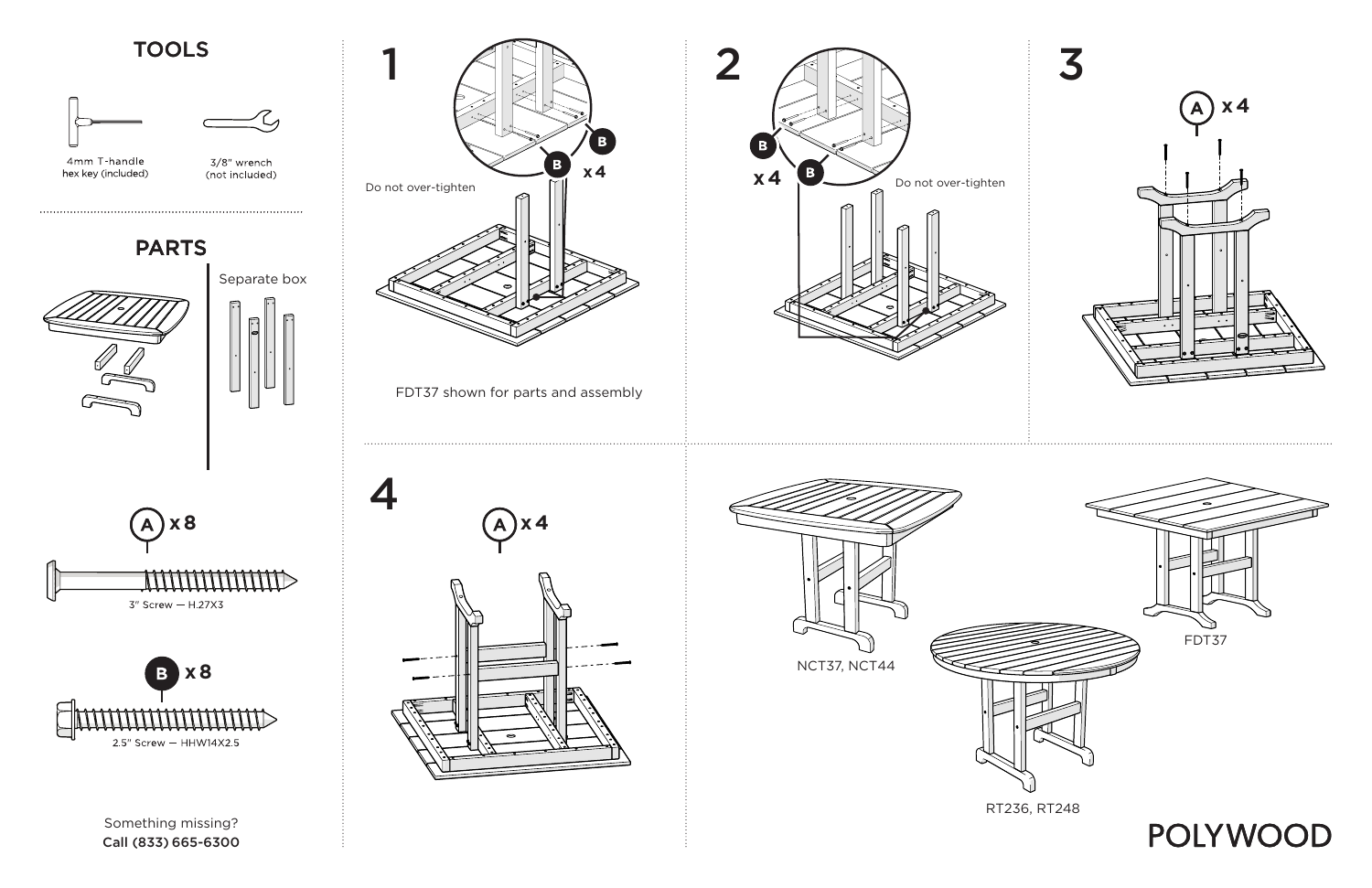## TOOLS

4mm T-handle hex key (included)

3/8" wrench (not included)

## PARTS

Separate box

A x 8

3" Screw — H.27X3

B x 8

2.5" Screw — HHW14X2.5

Something missing?
**Call (833) 665-6300**

## 1

B

B x 4

Do not over-tighten

FDT37 shown for parts and assembly

## 2

B

x 4 B

Do not over-tighten

## 3

A x 4

## 4

A x 4

NCT37, NCT44

FDT37

RT236, RT248

POLYWOOD